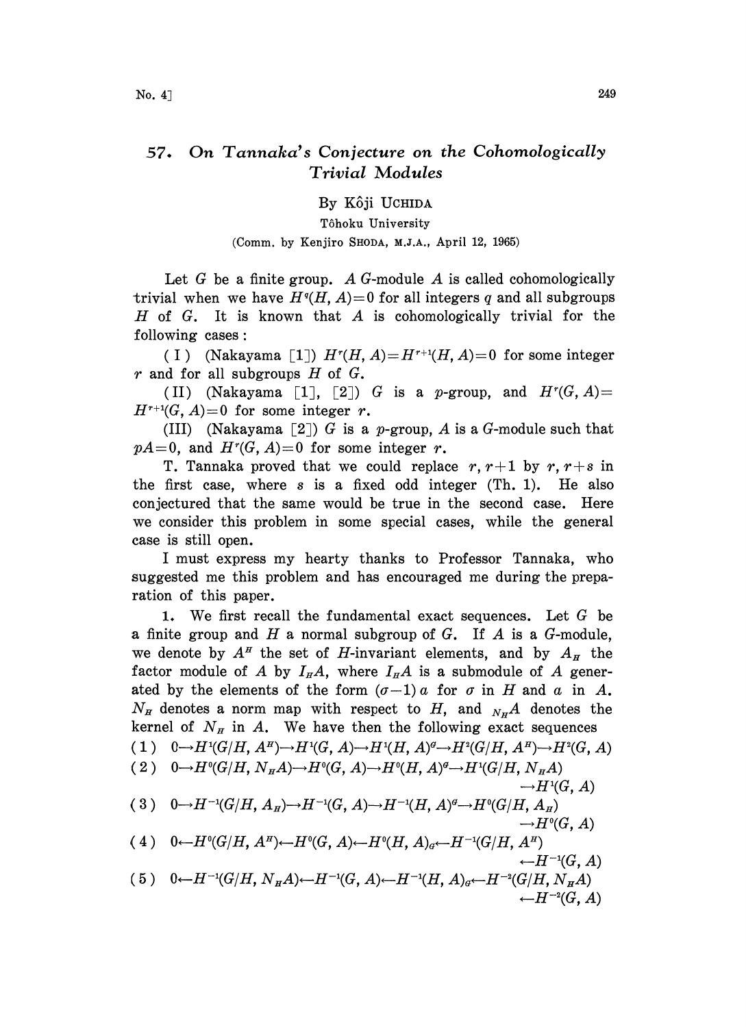# 57. On Tannaka's Conjecture on the Cohomologically Trivial Modules

By Kôji UCHIDA

Tôhoku University

(Comm. by Kenjiro SHODA, M.J.A., April 12, 1965)

Let $G$ be a finite group. A $G$-module $A$ is called cohomologically trivial when we have $H^q(H, A)=0$ for all integers $q$ and all subgroups $H$ of $G$. It is known that $A$ is cohomologically trivial for the following cases:

(I) (Nakayama [1]) $H^r(H, A)=H^{r+1}(H, A)=0$ for some integer $r$ and for all subgroups $H$ of $G$.

(II) (Nakayama [1], [2]) $G$ is a $p$-group, and $H^r(G, A)=H^{r+1}(G, A)=0$ for some integer $r$.

(III) (Nakayama [2]) $G$ is a $p$-group, $A$ is a $G$-module such that $pA=0$, and $H^r(G, A)=0$ for some integer $r$.

T. Tannaka proved that we could replace $r, r+1$ by $r, r+s$ in the first case, where $s$ is a fixed odd integer (Th. 1). He also conjectured that the same would be true in the second case. Here we consider this problem in some special cases, while the general case is still open.

I must express my hearty thanks to Professor Tannaka, who suggested me this problem and has encouraged me during the preparation of this paper.

1. We first recall the fundamental exact sequences. Let $G$ be a finite group and $H$ a normal subgroup of $G$. If $A$ is a $G$-module, we denote by $A^H$ the set of $H$-invariant elements, and by $A_H$ the factor module of $A$ by $I_H A$, where $I_H A$ is a submodule of $A$ generated by the elements of the form $(\sigma-1)a$ for $\sigma$ in $H$ and $a$ in $A$. $N_H$ denotes a norm map with respect to $H$, and ${}_{N_H}A$ denotes the kernel of $N_H$ in $A$. We have then the following exact sequences

$$(1)\quad 0\to H^1(G/H, A^H)\to H^1(G, A)\to H^1(H, A)^G\to H^2(G/H, A^H)\to H^2(G, A)$$

$$(2)\quad 0\to H^0(G/H, {}_{N_H}A)\to H^0(G, A)\to H^0(H, A)^G\to H^1(G/H, {}_{N_H}A)\to H^1(G, A)$$

$$(3)\quad 0\to H^{-1}(G/H, A_H)\to H^{-1}(G, A)\to H^{-1}(H, A)^G\to H^0(G/H, A_H)\to H^0(G, A)$$

$$(4)\quad 0\leftarrow H^0(G/H, A^H)\leftarrow H^0(G, A)\leftarrow H^0(H, A)_G\leftarrow H^{-1}(G/H, A^H)\leftarrow H^{-1}(G, A)$$

$$(5)\quad 0\leftarrow H^{-1}(G/H, {}_{N_H}A)\leftarrow H^{-1}(G, A)\leftarrow H^{-1}(H, A)_G\leftarrow H^{-2}(G/H, {}_{N_H}A)\leftarrow H^{-2}(G, A)$$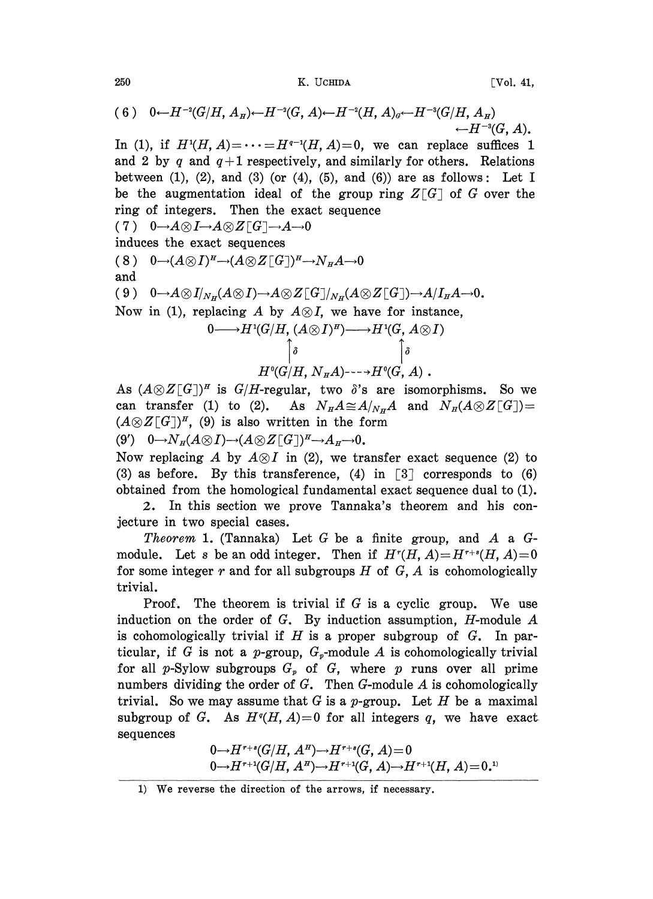(6) $0 \leftarrow H^{-2}(G/H, A_H) \leftarrow H^{-2}(G, A) \leftarrow H^{-2}(H, A)_G \leftarrow H^{-3}(G/H, A_H) \leftarrow H^{-3}(G, A).$

In (1), if $H^1(H, A) = \cdots = H^{q-1}(H, A) = 0$, we can replace suffices 1 and 2 by $q$ and $q+1$ respectively, and similarly for others. Relations between (1), (2), and (3) (or (4), (5), and (6)) are as follows: Let $I$ be the augmentation ideal of the group ring $Z[G]$ of $G$ over the ring of integers. Then the exact sequence

(7) $0 \to A \otimes I \to A \otimes Z[G] \to A \to 0$

induces the exact sequences

(8) $0 \to (A \otimes I)^H \to (A \otimes Z[G])^H \to N_H A \to 0$

and

(9) $0 \to A \otimes I/_{N_H}(A \otimes I) \to A \otimes Z[G]/_{N_H}(A \otimes Z[G]) \to A/I_H A \to 0.$

Now in (1), replacing $A$ by $A \otimes I$, we have for instance,

$$\begin{array}{ccc} 0 \longrightarrow H^1(G/H, (A\otimes I)^H) & \longrightarrow & H^1(G, A\otimes I) \\ \uparrow \delta & & \uparrow \delta \\ H^0(G/H, N_H A) & \dashrightarrow & H^0(G, A)\,. \end{array}$$

As $(A \otimes Z[G])^H$ is $G/H$-regular, two $\delta$'s are isomorphisms. So we can transfer (1) to (2). As $N_H A \cong A/_{N_H}A$ and $N_H(A \otimes Z[G]) = (A \otimes Z[G])^H$, (9) is also written in the form

(9′) $0 \to N_H(A \otimes I) \to (A \otimes Z[G])^H \to A_H \to 0.$

Now replacing $A$ by $A \otimes I$ in (2), we transfer exact sequence (2) to (3) as before. By this transference, (4) in [3] corresponds to (6) obtained from the homological fundamental exact sequence dual to (1).

2. In this section we prove Tannaka's theorem and his conjecture in two special cases.

*Theorem* 1. (Tannaka) Let $G$ be a finite group, and $A$ a $G$-module. Let $s$ be an odd integer. Then if $H^r(H, A) = H^{r+s}(H, A) = 0$ for some integer $r$ and for all subgroups $H$ of $G$, $A$ is cohomologically trivial.

Proof. The theorem is trivial if $G$ is a cyclic group. We use induction on the order of $G$. By induction assumption, $H$-module $A$ is cohomologically trivial if $H$ is a proper subgroup of $G$. In particular, if $G$ is not a $p$-group, $G_p$-module $A$ is cohomologically trivial for all $p$-Sylow subgroups $G_p$ of $G$, where $p$ runs over all prime numbers dividing the order of $G$. Then $G$-module $A$ is cohomologically trivial. So we may assume that $G$ is a $p$-group. Let $H$ be a maximal subgroup of $G$. As $H^q(H, A) = 0$ for all integers $q$, we have exact sequences

$$0 \to H^{r+s}(G/H, A^H) \to H^{r+s}(G, A) = 0$$
$$0 \to H^{r+1}(G/H, A^H) \to H^{r+1}(G, A) \to H^{r+1}(H, A) = 0.^{1)}$$

1) We reverse the direction of the arrows, if necessary.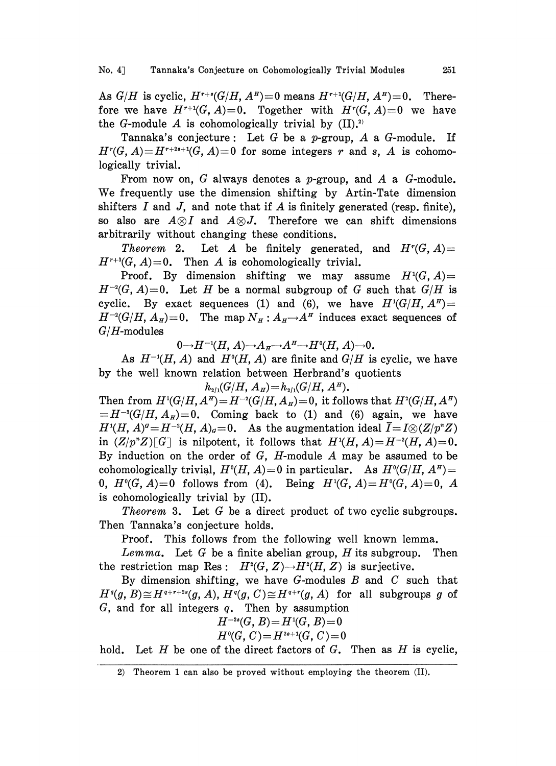As $G/H$ is cyclic, $H^{r+s}(G/H, A^H)=0$ means $H^{r+1}(G/H, A^H)=0$. Therefore we have $H^{r+1}(G, A)=0$. Together with $H^r(G, A)=0$ we have the $G$-module $A$ is cohomologically trivial by (II).[2]

Tannaka's conjecture: Let $G$ be a $p$-group, $A$ a $G$-module. If $H^r(G, A)=H^{r+2s+1}(G, A)=0$ for some integers $r$ and $s$, $A$ is cohomologically trivial.

From now on, $G$ always denotes a $p$-group, and $A$ a $G$-module. We frequently use the dimension shifting by Artin-Tate dimension shifters $I$ and $J$, and note that if $A$ is finitely generated (resp. finite), so also are $A\otimes I$ and $A\otimes J$. Therefore we can shift dimensions arbitrarily without changing these conditions.

*Theorem* 2. Let $A$ be finitely generated, and $H^r(G, A)=H^{r+3}(G, A)=0$. Then $A$ is cohomologically trivial.

Proof. By dimension shifting we may assume $H^1(G, A)=H^{-2}(G, A)=0$. Let $H$ be a normal subgroup of $G$ such that $G/H$ is cyclic. By exact sequences (1) and (6), we have $H^1(G/H, A^H)=H^{-2}(G/H, A_H)=0$. The map $N_H : A_H \to A^H$ induces exact sequences of $G/H$-modules

$$0\to H^{-1}(H, A)\to A_H \to A^H \to H^0(H, A)\to 0.$$

As $H^{-1}(H, A)$ and $H^0(H, A)$ are finite and $G/H$ is cyclic, we have by the well known relation between Herbrand's quotients

$$h_{2/1}(G/H, A_H)=h_{2/1}(G/H, A^H).$$

Then from $H^1(G/H, A^H)=H^{-2}(G/H, A_H)=0$, it follows that $H^2(G/H, A^H)=H^{-3}(G/H, A_H)=0$. Coming back to (1) and (6) again, we have $H^1(H, A)^G=H^{-2}(H, A)_G=0$. As the augmentation ideal $\bar{I}=I\otimes(Z/p^nZ)$ in $(Z/p^nZ)[G]$ is nilpotent, it follows that $H^1(H, A)=H^{-2}(H, A)=0$. By induction on the order of $G$, $H$-module $A$ may be assumed to be cohomologically trivial, $H^0(H, A)=0$ in particular. As $H^0(G/H, A^H)=0$, $H^0(G, A)=0$ follows from (4). Being $H^1(G, A)=H^0(G, A)=0$, $A$ is cohomologically trivial by (II).

*Theorem* 3. Let $G$ be a direct product of two cyclic subgroups. Then Tannaka's conjecture holds.

Proof. This follows from the following well known lemma.

*Lemma*. Let $G$ be a finite abelian group, $H$ its subgroup. Then the restriction map Res: $H^2(G, Z)\to H^2(H, Z)$ is surjective.

By dimension shifting, we have $G$-modules $B$ and $C$ such that $H^q(g, B)\cong H^{q+r+2s}(g, A)$, $H^q(g, C)\cong H^{q+r}(g, A)$ for all subgroups $g$ of $G$, and for all integers $q$. Then by assumption

$$H^{-2s}(G, B)=H^1(G, B)=0$$
$$H^0(G, C)=H^{2s+1}(G, C)=0$$

hold. Let $H$ be one of the direct factors of $G$. Then as $H$ is cyclic,

2) Theorem 1 can also be proved without employing the theorem (II).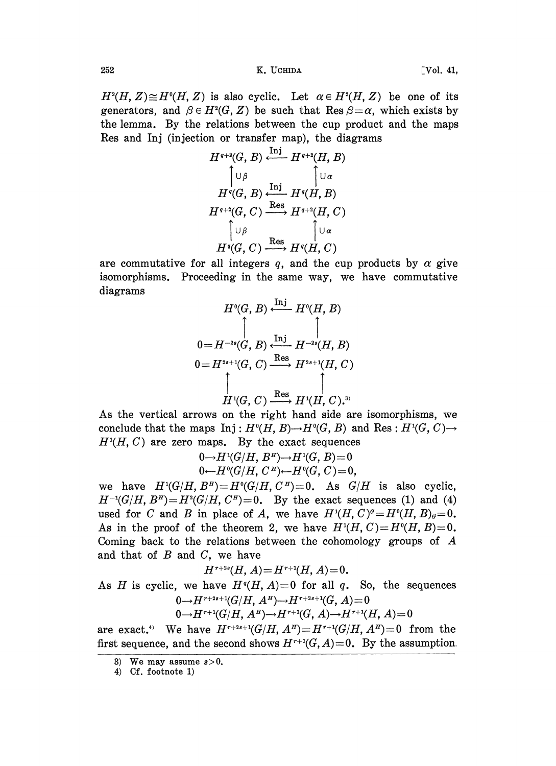$H^2(H, Z) \cong H^0(H, Z)$ is also cyclic. Let $\alpha \in H^2(H, Z)$ be one of its generators, and $\beta \in H^2(G, Z)$ be such that $\operatorname{Res} \beta = \alpha$, which exists by the lemma. By the relations between the cup product and the maps Res and Inj (injection or transfer map), the diagrams

$$\begin{array}{ccc} H^{q+2}(G, B) & \xleftarrow{\text{Inj}} & H^{q+2}(H, B) \\ \uparrow \cup\beta & & \uparrow \cup\alpha \\ H^q(G, B) & \xleftarrow{\text{Inj}} & H^q(H, B) \end{array}$$

$$\begin{array}{ccc} H^{q+2}(G, C) & \xrightarrow{\text{Res}} & H^{q+2}(H, C) \\ \uparrow \cup\beta & & \uparrow \cup\alpha \\ H^q(G, C) & \xrightarrow{\text{Res}} & H^q(H, C) \end{array}$$

are commutative for all integers $q$, and the cup products by $\alpha$ give isomorphisms. Proceeding in the same way, we have commutative diagrams

$$\begin{array}{ccc} H^0(G, B) & \xleftarrow{\text{Inj}} & H^0(H, B) \\ \uparrow & & \uparrow \\ 0 = H^{-2s}(G, B) & \xleftarrow{\text{Inj}} & H^{-2s}(H, B) \end{array}$$

$$\begin{array}{ccc} 0 = H^{2s+1}(G, C) & \xrightarrow{\text{Res}} & H^{2s+1}(H, C) \\ \uparrow & & \uparrow \\ H^1(G, C) & \xrightarrow{\text{Res}} & H^1(H, C). \end{array}$$ [3]

As the vertical arrows on the right hand side are isomorphisms, we conclude that the maps $\text{Inj} : H^0(H, B) \to H^0(G, B)$ and $\text{Res} : H^1(G, C) \to H^1(H, C)$ are zero maps. By the exact sequences

$$0 \to H^1(G/H, B^H) \to H^1(G, B) = 0$$
$$0 \leftarrow H^0(G/H, C^H) \leftarrow H^0(G, C) = 0,$$

we have $H^1(G/H, B^H) = H^0(G/H, C^H) = 0$. As $G/H$ is also cyclic, $H^{-1}(G/H, B^H) = H^2(G/H, C^H) = 0$. By the exact sequences (1) and (4) used for $C$ and $B$ in place of $A$, we have $H^1(H, C)^G = H^0(H, B)_G = 0$. As in the proof of the theorem 2, we have $H^1(H, C) = H^0(H, B) = 0$. Coming back to the relations between the cohomology groups of $A$ and that of $B$ and $C$, we have

$$H^{r+2s}(H, A) = H^{r+1}(H, A) = 0.$$

As $H$ is cyclic, we have $H^q(H, A) = 0$ for all $q$. So, the sequences

$$0 \to H^{r+2s+1}(G/H, A^H) \to H^{r+2s+1}(G, A) = 0$$
$$0 \to H^{r+1}(G/H, A^H) \to H^{r+1}(G, A) \to H^{r+1}(H, A) = 0$$

are exact.[4] We have $H^{r+2s+1}(G/H, A^H) = H^{r+1}(G/H, A^H) = 0$ from the first sequence, and the second shows $H^{r+1}(G, A) = 0$. By the assumption

---

3) We may assume $s > 0$.

4) Cf. footnote 1)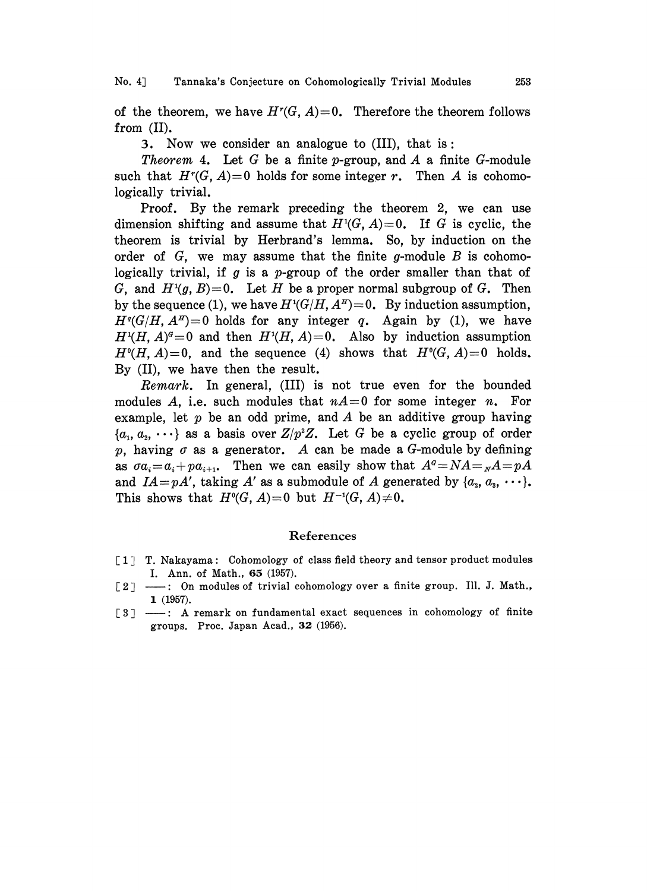of the theorem, we have $H^r(G, A)=0$. Therefore the theorem follows from (II).

3. Now we consider an analogue to (III), that is:

*Theorem* 4. Let $G$ be a finite $p$-group, and $A$ a finite $G$-module such that $H^r(G, A)=0$ holds for some integer $r$. Then $A$ is cohomologically trivial.

Proof. By the remark preceding the theorem 2, we can use dimension shifting and assume that $H^1(G, A)=0$. If $G$ is cyclic, the theorem is trivial by Herbrand's lemma. So, by induction on the order of $G$, we may assume that the finite $g$-module $B$ is cohomologically trivial, if $g$ is a $p$-group of the order smaller than that of $G$, and $H^1(g, B)=0$. Let $H$ be a proper normal subgroup of $G$. Then by the sequence (1), we have $H^1(G/H, A^H)=0$. By induction assumption, $H^q(G/H, A^H)=0$ holds for any integer $q$. Again by (1), we have $H^1(H, A)^G=0$ and then $H^1(H, A)=0$. Also by induction assumption $H^0(H, A)=0$, and the sequence (4) shows that $H^0(G, A)=0$ holds. By (II), we have then the result.

*Remark*. In general, (III) is not true even for the bounded modules $A$, i.e. such modules that $nA=0$ for some integer $n$. For example, let $p$ be an odd prime, and $A$ be an additive group having $\{a_1, a_2, \cdots\}$ as a basis over $Z/p^2Z$. Let $G$ be a cyclic group of order $p$, having $\sigma$ as a generator. $A$ can be made a $G$-module by defining as $\sigma a_i = a_i + pa_{i+1}$. Then we can easily show that $A^G = NA = {}_NA = pA$ and $IA = pA'$, taking $A'$ as a submodule of $A$ generated by $\{a_2, a_3, \cdots\}$. This shows that $H^0(G, A)=0$ but $H^{-1}(G, A)\neq 0$.

## References

[1] T. Nakayama: Cohomology of class field theory and tensor product modules I. Ann. of Math., **65** (1957).

[2] ——: On modules of trivial cohomology over a finite group. Ill. J. Math., **1** (1957).

[3] ——: A remark on fundamental exact sequences in cohomology of finite groups. Proc. Japan Acad., **32** (1956).